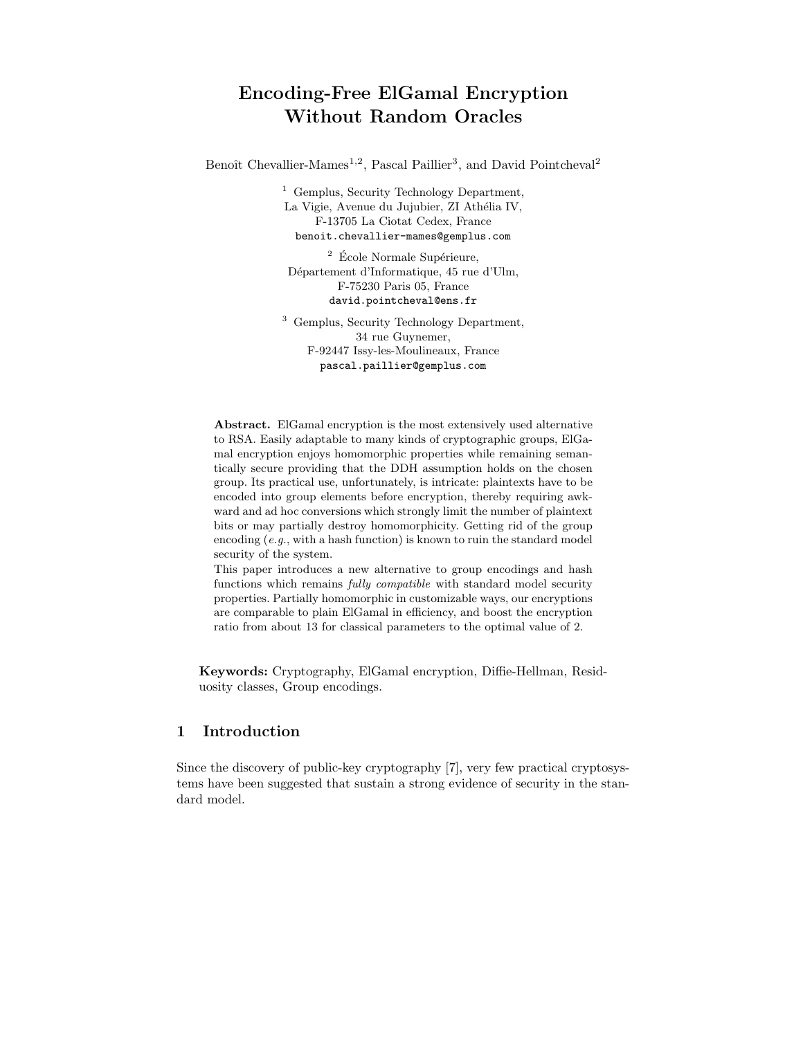# Encoding-Free ElGamal Encryption Without Random Oracles

Benoît Chevallier-Mames[1,2], Pascal Paillier[3], and David Pointcheval[2]

[1] Gemplus, Security Technology Department,
La Vigie, Avenue du Jujubier, ZI Athélia IV,
F-13705 La Ciotat Cedex, France
benoit.chevallier-mames@gemplus.com

[2] École Normale Supérieure,
Département d'Informatique, 45 rue d'Ulm,
F-75230 Paris 05, France
david.pointcheval@ens.fr

[3] Gemplus, Security Technology Department,
34 rue Guynemer,
F-92447 Issy-les-Moulineaux, France
pascal.paillier@gemplus.com

**Abstract.** ElGamal encryption is the most extensively used alternative to RSA. Easily adaptable to many kinds of cryptographic groups, ElGamal encryption enjoys homomorphic properties while remaining semantically secure providing that the DDH assumption holds on the chosen group. Its practical use, unfortunately, is intricate: plaintexts have to be encoded into group elements before encryption, thereby requiring awkward and ad hoc conversions which strongly limit the number of plaintext bits or may partially destroy homomorphicity. Getting rid of the group encoding (*e.g.*, with a hash function) is known to ruin the standard model security of the system.

This paper introduces a new alternative to group encodings and hash functions which remains *fully compatible* with standard model security properties. Partially homomorphic in customizable ways, our encryptions are comparable to plain ElGamal in efficiency, and boost the encryption ratio from about 13 for classical parameters to the optimal value of 2.

**Keywords:** Cryptography, ElGamal encryption, Diffie-Hellman, Residuosity classes, Group encodings.

## 1 Introduction

Since the discovery of public-key cryptography [7], very few practical cryptosystems have been suggested that sustain a strong evidence of security in the standard model.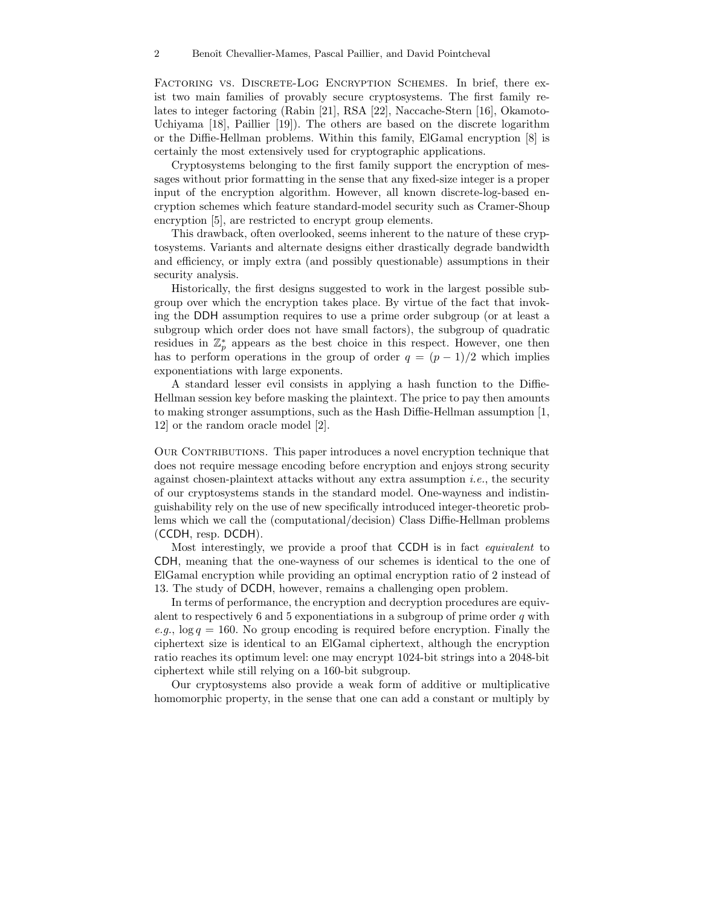**Factoring vs. Discrete-Log Encryption Schemes.** In brief, there exist two main families of provably secure cryptosystems. The first family relates to integer factoring (Rabin [21], RSA [22], Naccache-Stern [16], Okamoto-Uchiyama [18], Paillier [19]). The others are based on the discrete logarithm or the Diffie-Hellman problems. Within this family, ElGamal encryption [8] is certainly the most extensively used for cryptographic applications.

Cryptosystems belonging to the first family support the encryption of messages without prior formatting in the sense that any fixed-size integer is a proper input of the encryption algorithm. However, all known discrete-log-based encryption schemes which feature standard-model security such as Cramer-Shoup encryption [5], are restricted to encrypt group elements.

This drawback, often overlooked, seems inherent to the nature of these cryptosystems. Variants and alternate designs either drastically degrade bandwidth and efficiency, or imply extra (and possibly questionable) assumptions in their security analysis.

Historically, the first designs suggested to work in the largest possible subgroup over which the encryption takes place. By virtue of the fact that invoking the DDH assumption requires to use a prime order subgroup (or at least a subgroup which order does not have small factors), the subgroup of quadratic residues in $\mathbb{Z}_p^*$ appears as the best choice in this respect. However, one then has to perform operations in the group of order $q = (p-1)/2$ which implies exponentiations with large exponents.

A standard lesser evil consists in applying a hash function to the Diffie-Hellman session key before masking the plaintext. The price to pay then amounts to making stronger assumptions, such as the Hash Diffie-Hellman assumption [1, 12] or the random oracle model [2].

**Our Contributions.** This paper introduces a novel encryption technique that does not require message encoding before encryption and enjoys strong security against chosen-plaintext attacks without any extra assumption *i.e.*, the security of our cryptosystems stands in the standard model. One-wayness and indistinguishability rely on the use of new specifically introduced integer-theoretic problems which we call the (computational/decision) Class Diffie-Hellman problems (CCDH, resp. DCDH).

Most interestingly, we provide a proof that CCDH is in fact *equivalent* to CDH, meaning that the one-wayness of our schemes is identical to the one of ElGamal encryption while providing an optimal encryption ratio of 2 instead of 13. The study of DCDH, however, remains a challenging open problem.

In terms of performance, the encryption and decryption procedures are equivalent to respectively 6 and 5 exponentiations in a subgroup of prime order $q$ with *e.g.*, $\log q = 160$. No group encoding is required before encryption. Finally the ciphertext size is identical to an ElGamal ciphertext, although the encryption ratio reaches its optimum level: one may encrypt 1024-bit strings into a 2048-bit ciphertext while still relying on a 160-bit subgroup.

Our cryptosystems also provide a weak form of additive or multiplicative homomorphic property, in the sense that one can add a constant or multiply by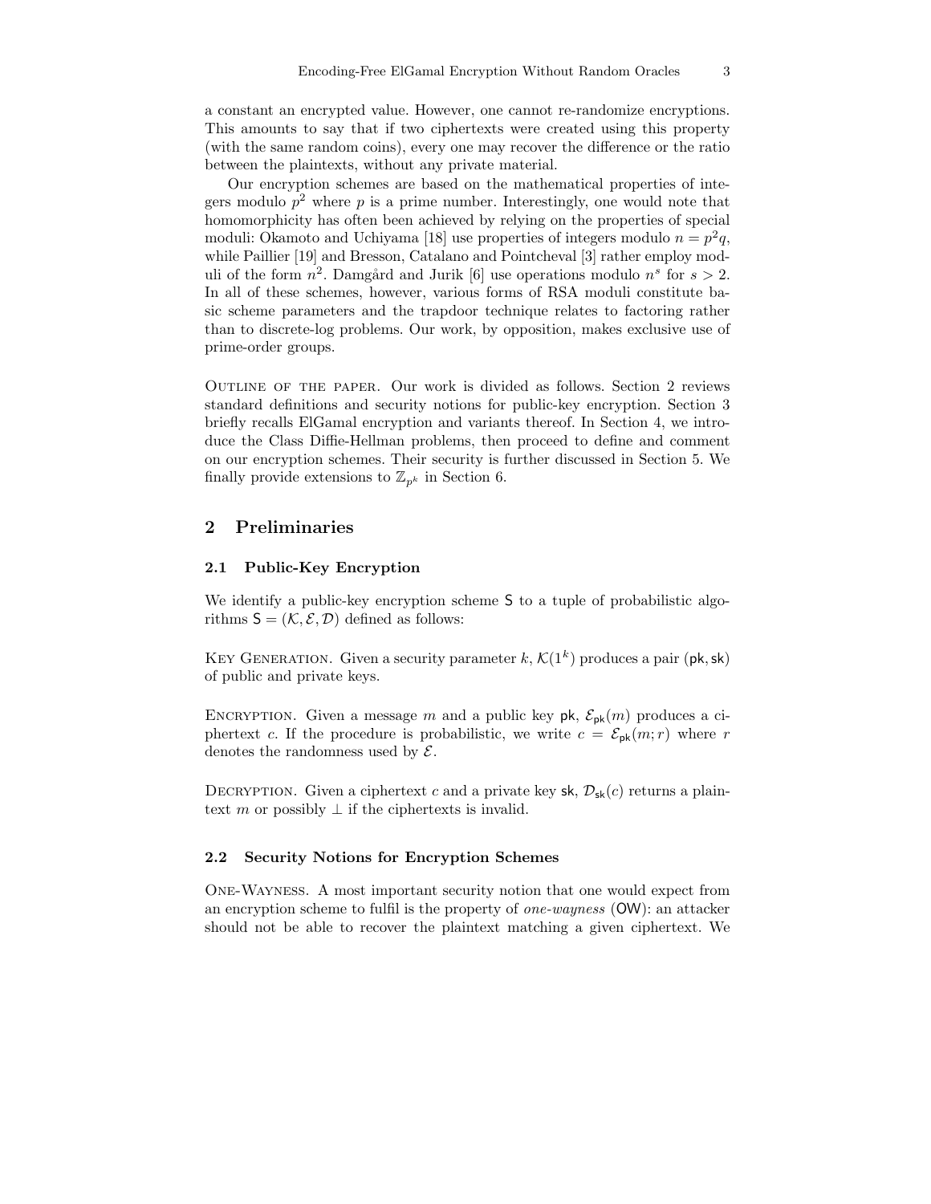a constant an encrypted value. However, one cannot re-randomize encryptions. This amounts to say that if two ciphertexts were created using this property (with the same random coins), every one may recover the difference or the ratio between the plaintexts, without any private material.

Our encryption schemes are based on the mathematical properties of integers modulo $p^2$ where $p$ is a prime number. Interestingly, one would note that homomorphicity has often been achieved by relying on the properties of special moduli: Okamoto and Uchiyama [18] use properties of integers modulo $n = p^2q$, while Paillier [19] and Bresson, Catalano and Pointcheval [3] rather employ moduli of the form $n^2$. Damgård and Jurik [6] use operations modulo $n^s$ for $s > 2$. In all of these schemes, however, various forms of RSA moduli constitute basic scheme parameters and the trapdoor technique relates to factoring rather than to discrete-log problems. Our work, by opposition, makes exclusive use of prime-order groups.

Outline of the paper. Our work is divided as follows. Section 2 reviews standard definitions and security notions for public-key encryption. Section 3 briefly recalls ElGamal encryption and variants thereof. In Section 4, we introduce the Class Diffie-Hellman problems, then proceed to define and comment on our encryption schemes. Their security is further discussed in Section 5. We finally provide extensions to $\mathbb{Z}_{p^k}$ in Section 6.

## 2 Preliminaries

### 2.1 Public-Key Encryption

We identify a public-key encryption scheme $\mathsf{S}$ to a tuple of probabilistic algorithms $\mathsf{S} = (\mathcal{K}, \mathcal{E}, \mathcal{D})$ defined as follows:

Key Generation. Given a security parameter $k$, $\mathcal{K}(1^k)$ produces a pair $(\mathsf{pk}, \mathsf{sk})$ of public and private keys.

Encryption. Given a message $m$ and a public key $\mathsf{pk}$, $\mathcal{E}_{\mathsf{pk}}(m)$ produces a ciphertext $c$. If the procedure is probabilistic, we write $c = \mathcal{E}_{\mathsf{pk}}(m; r)$ where $r$ denotes the randomness used by $\mathcal{E}$.

Decryption. Given a ciphertext $c$ and a private key $\mathsf{sk}$, $\mathcal{D}_{\mathsf{sk}}(c)$ returns a plaintext $m$ or possibly $\perp$ if the ciphertexts is invalid.

### 2.2 Security Notions for Encryption Schemes

One-Wayness. A most important security notion that one would expect from an encryption scheme to fulfil is the property of *one-wayness* (OW): an attacker should not be able to recover the plaintext matching a given ciphertext. We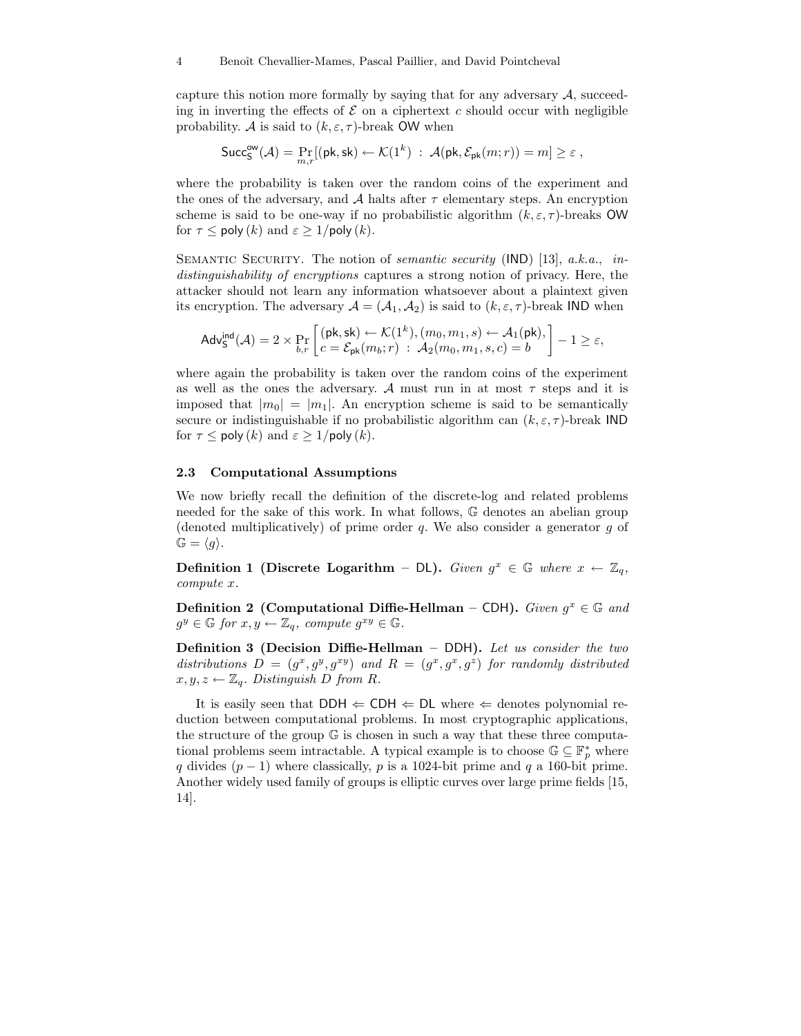capture this notion more formally by saying that for any adversary $\mathcal{A}$, succeeding in inverting the effects of $\mathcal{E}$ on a ciphertext $c$ should occur with negligible probability. $\mathcal{A}$ is said to $(k, \varepsilon, \tau)$-break $\mathsf{OW}$ when

$$\mathsf{Succ}^{\mathsf{ow}}_{\mathsf{S}}(\mathcal{A}) = \Pr_{m,r}[(\mathsf{pk}, \mathsf{sk}) \leftarrow \mathcal{K}(1^k) \ : \ \mathcal{A}(\mathsf{pk}, \mathcal{E}_{\mathsf{pk}}(m; r)) = m] \geq \varepsilon \ ,$$

where the probability is taken over the random coins of the experiment and the ones of the adversary, and $\mathcal{A}$ halts after $\tau$ elementary steps. An encryption scheme is said to be one-way if no probabilistic algorithm $(k, \varepsilon, \tau)$-breaks $\mathsf{OW}$ for $\tau \leq \mathsf{poly}(k)$ and $\varepsilon \geq 1/\mathsf{poly}(k)$.

Semantic Security. The notion of *semantic security* ($\mathsf{IND}$) [13], *a.k.a.*, *indistinguishability of encryptions* captures a strong notion of privacy. Here, the attacker should not learn any information whatsoever about a plaintext given its encryption. The adversary $\mathcal{A} = (\mathcal{A}_1, \mathcal{A}_2)$ is said to $(k, \varepsilon, \tau)$-break $\mathsf{IND}$ when

$$\mathsf{Adv}^{\mathsf{ind}}_{\mathsf{S}}(\mathcal{A}) = 2 \times \Pr_{b,r}\left[\begin{array}{l}(\mathsf{pk}, \mathsf{sk}) \leftarrow \mathcal{K}(1^k), (m_0, m_1, s) \leftarrow \mathcal{A}_1(\mathsf{pk}), \\ c = \mathcal{E}_{\mathsf{pk}}(m_b; r) \ : \ \mathcal{A}_2(m_0, m_1, s, c) = b\end{array}\right] - 1 \geq \varepsilon,$$

where again the probability is taken over the random coins of the experiment as well as the ones the adversary. $\mathcal{A}$ must run in at most $\tau$ steps and it is imposed that $|m_0| = |m_1|$. An encryption scheme is said to be semantically secure or indistinguishable if no probabilistic algorithm can $(k, \varepsilon, \tau)$-break $\mathsf{IND}$ for $\tau \leq \mathsf{poly}(k)$ and $\varepsilon \geq 1/\mathsf{poly}(k)$.

### 2.3 Computational Assumptions

We now briefly recall the definition of the discrete-log and related problems needed for the sake of this work. In what follows, $\mathbb{G}$ denotes an abelian group (denoted multiplicatively) of prime order $q$. We also consider a generator $g$ of $\mathbb{G} = \langle g \rangle$.

**Definition 1 (Discrete Logarithm – $\mathsf{DL}$).** *Given $g^x \in \mathbb{G}$ where $x \leftarrow \mathbb{Z}_q$, compute $x$.*

**Definition 2 (Computational Diffie-Hellman – $\mathsf{CDH}$).** *Given $g^x \in \mathbb{G}$ and $g^y \in \mathbb{G}$ for $x, y \leftarrow \mathbb{Z}_q$, compute $g^{xy} \in \mathbb{G}$.*

**Definition 3 (Decision Diffie-Hellman – $\mathsf{DDH}$).** *Let us consider the two distributions $D = (g^x, g^y, g^{xy})$ and $R = (g^x, g^x, g^z)$ for randomly distributed $x, y, z \leftarrow \mathbb{Z}_q$. Distinguish $D$ from $R$.*

It is easily seen that $\mathsf{DDH} \Leftarrow \mathsf{CDH} \Leftarrow \mathsf{DL}$ where $\Leftarrow$ denotes polynomial reduction between computational problems. In most cryptographic applications, the structure of the group $\mathbb{G}$ is chosen in such a way that these three computational problems seem intractable. A typical example is to choose $\mathbb{G} \subseteq \mathbb{F}_p^*$ where $q$ divides $(p-1)$ where classically, $p$ is a 1024-bit prime and $q$ a 160-bit prime. Another widely used family of groups is elliptic curves over large prime fields [15, 14].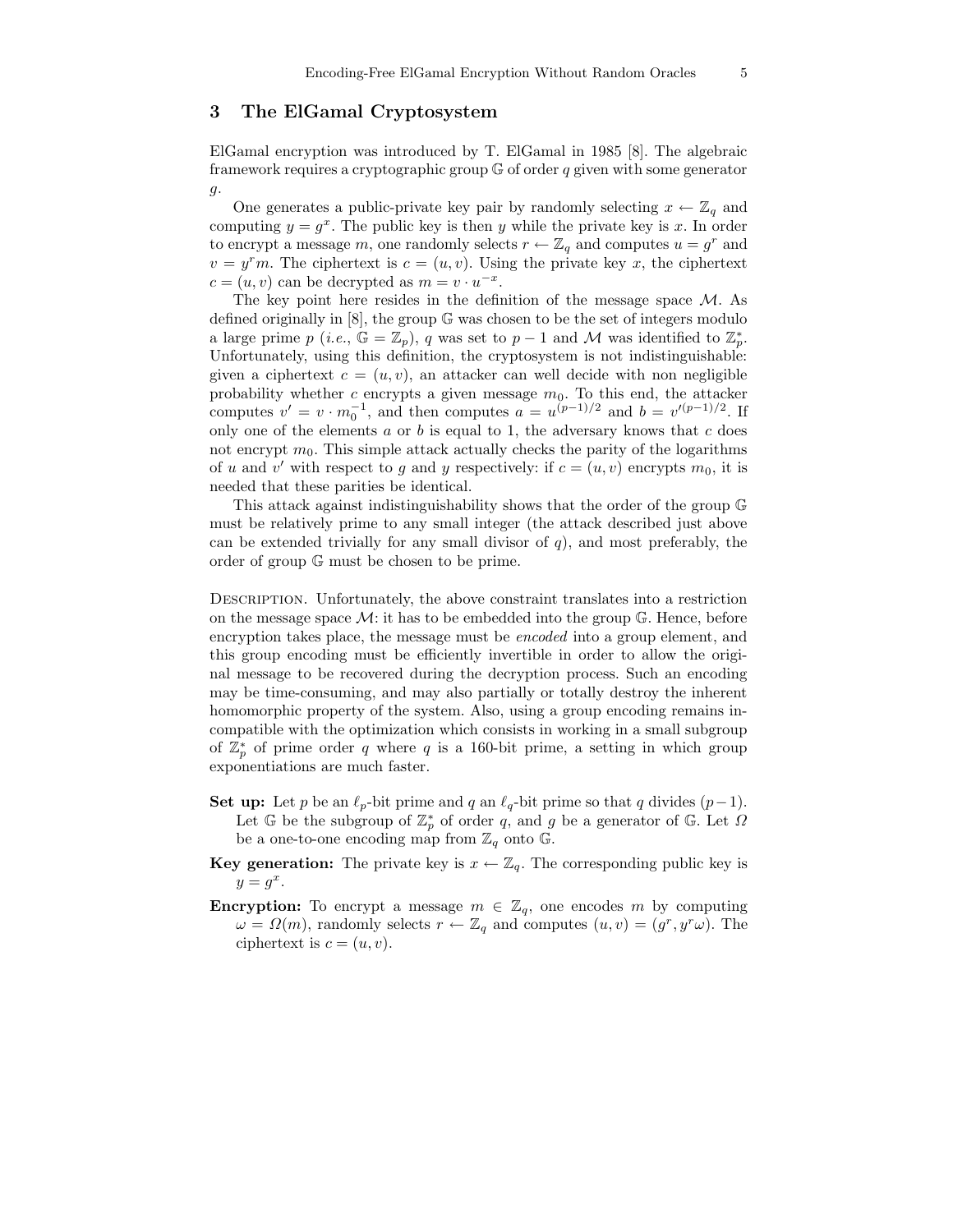## 3 The ElGamal Cryptosystem

ElGamal encryption was introduced by T. ElGamal in 1985 [8]. The algebraic framework requires a cryptographic group $\mathbb{G}$ of order $q$ given with some generator $g$.

One generates a public-private key pair by randomly selecting $x \leftarrow \mathbb{Z}_q$ and computing $y = g^x$. The public key is then $y$ while the private key is $x$. In order to encrypt a message $m$, one randomly selects $r \leftarrow \mathbb{Z}_q$ and computes $u = g^r$ and $v = y^r m$. The ciphertext is $c = (u, v)$. Using the private key $x$, the ciphertext $c = (u, v)$ can be decrypted as $m = v \cdot u^{-x}$.

The key point here resides in the definition of the message space $\mathcal{M}$. As defined originally in [8], the group $\mathbb{G}$ was chosen to be the set of integers modulo a large prime $p$ (*i.e.*, $\mathbb{G} = \mathbb{Z}_p$), $q$ was set to $p-1$ and $\mathcal{M}$ was identified to $\mathbb{Z}_p^*$. Unfortunately, using this definition, the cryptosystem is not indistinguishable: given a ciphertext $c = (u, v)$, an attacker can well decide with non negligible probability whether $c$ encrypts a given message $m_0$. To this end, the attacker computes $v' = v \cdot m_0^{-1}$, and then computes $a = u^{(p-1)/2}$ and $b = v'^{(p-1)/2}$. If only one of the elements $a$ or $b$ is equal to 1, the adversary knows that $c$ does not encrypt $m_0$. This simple attack actually checks the parity of the logarithms of $u$ and $v'$ with respect to $g$ and $y$ respectively: if $c = (u, v)$ encrypts $m_0$, it is needed that these parities be identical.

This attack against indistinguishability shows that the order of the group $\mathbb{G}$ must be relatively prime to any small integer (the attack described just above can be extended trivially for any small divisor of $q$), and most preferably, the order of group $\mathbb{G}$ must be chosen to be prime.

Description. Unfortunately, the above constraint translates into a restriction on the message space $\mathcal{M}$: it has to be embedded into the group $\mathbb{G}$. Hence, before encryption takes place, the message must be *encoded* into a group element, and this group encoding must be efficiently invertible in order to allow the original message to be recovered during the decryption process. Such an encoding may be time-consuming, and may also partially or totally destroy the inherent homomorphic property of the system. Also, using a group encoding remains incompatible with the optimization which consists in working in a small subgroup of $\mathbb{Z}_p^*$ of prime order $q$ where $q$ is a 160-bit prime, a setting in which group exponentiations are much faster.

**Set up:** Let $p$ be an $\ell_p$-bit prime and $q$ an $\ell_q$-bit prime so that $q$ divides $(p-1)$. Let $\mathbb{G}$ be the subgroup of $\mathbb{Z}_p^*$ of order $q$, and $g$ be a generator of $\mathbb{G}$. Let $\Omega$ be a one-to-one encoding map from $\mathbb{Z}_q$ onto $\mathbb{G}$.

**Key generation:** The private key is $x \leftarrow \mathbb{Z}_q$. The corresponding public key is $y = g^x$.

**Encryption:** To encrypt a message $m \in \mathbb{Z}_q$, one encodes $m$ by computing $\omega = \Omega(m)$, randomly selects $r \leftarrow \mathbb{Z}_q$ and computes $(u, v) = (g^r, y^r \omega)$. The ciphertext is $c = (u, v)$.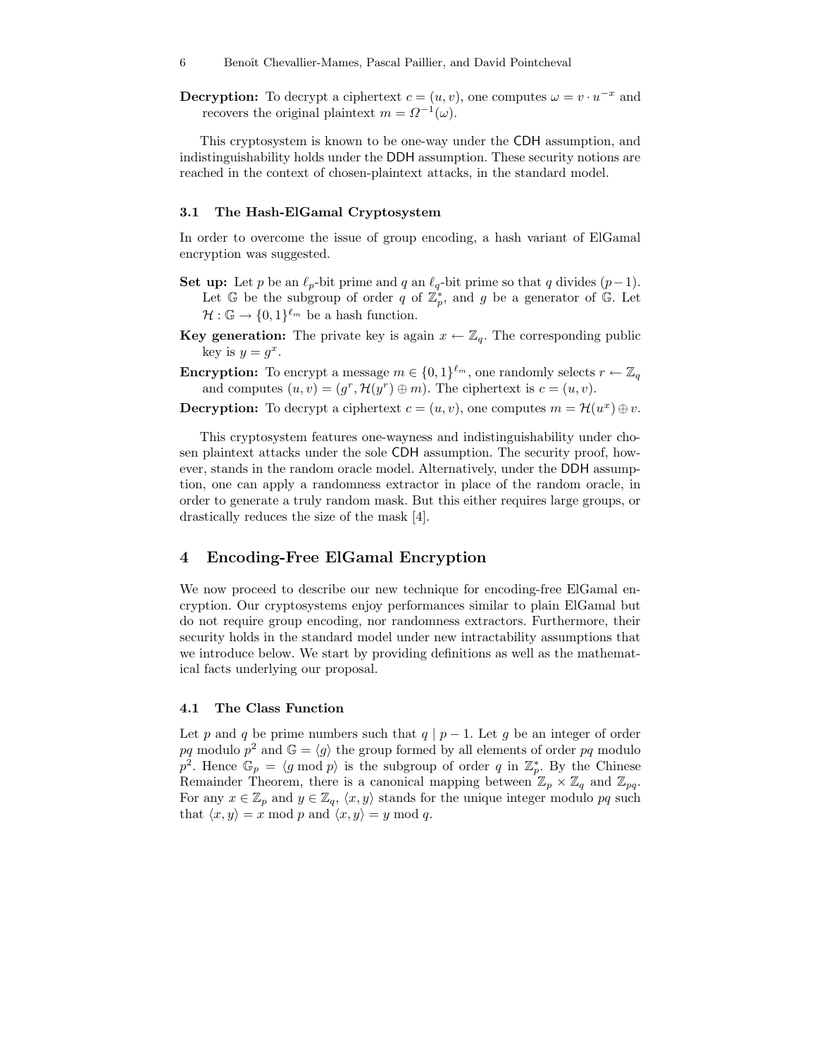**Decryption:** To decrypt a ciphertext $c = (u, v)$, one computes $\omega = v \cdot u^{-x}$ and recovers the original plaintext $m = \Omega^{-1}(\omega)$.

This cryptosystem is known to be one-way under the CDH assumption, and indistinguishability holds under the DDH assumption. These security notions are reached in the context of chosen-plaintext attacks, in the standard model.

### 3.1 The Hash-ElGamal Cryptosystem

In order to overcome the issue of group encoding, a hash variant of ElGamal encryption was suggested.

**Set up:** Let $p$ be an $\ell_p$-bit prime and $q$ an $\ell_q$-bit prime so that $q$ divides $(p-1)$. Let $\mathbb{G}$ be the subgroup of order $q$ of $\mathbb{Z}_p^*$, and $g$ be a generator of $\mathbb{G}$. Let $\mathcal{H} : \mathbb{G} \to \{0,1\}^{\ell_m}$ be a hash function.

**Key generation:** The private key is again $x \leftarrow \mathbb{Z}_q$. The corresponding public key is $y = g^x$.

**Encryption:** To encrypt a message $m \in \{0,1\}^{\ell_m}$, one randomly selects $r \leftarrow \mathbb{Z}_q$ and computes $(u, v) = (g^r, \mathcal{H}(y^r) \oplus m)$. The ciphertext is $c = (u, v)$.

**Decryption:** To decrypt a ciphertext $c = (u, v)$, one computes $m = \mathcal{H}(u^x) \oplus v$.

This cryptosystem features one-wayness and indistinguishability under chosen plaintext attacks under the sole CDH assumption. The security proof, however, stands in the random oracle model. Alternatively, under the DDH assumption, one can apply a randomness extractor in place of the random oracle, in order to generate a truly random mask. But this either requires large groups, or drastically reduces the size of the mask [4].

## 4 Encoding-Free ElGamal Encryption

We now proceed to describe our new technique for encoding-free ElGamal encryption. Our cryptosystems enjoy performances similar to plain ElGamal but do not require group encoding, nor randomness extractors. Furthermore, their security holds in the standard model under new intractability assumptions that we introduce below. We start by providing definitions as well as the mathematical facts underlying our proposal.

### 4.1 The Class Function

Let $p$ and $q$ be prime numbers such that $q \mid p-1$. Let $g$ be an integer of order $pq$ modulo $p^2$ and $\mathbb{G} = \langle g \rangle$ the group formed by all elements of order $pq$ modulo $p^2$. Hence $\mathbb{G}_p = \langle g \bmod p \rangle$ is the subgroup of order $q$ in $\mathbb{Z}_p^*$. By the Chinese Remainder Theorem, there is a canonical mapping between $\mathbb{Z}_p \times \mathbb{Z}_q$ and $\mathbb{Z}_{pq}$. For any $x \in \mathbb{Z}_p$ and $y \in \mathbb{Z}_q$, $\langle x, y \rangle$ stands for the unique integer modulo $pq$ such that $\langle x, y \rangle = x \bmod p$ and $\langle x, y \rangle = y \bmod q$.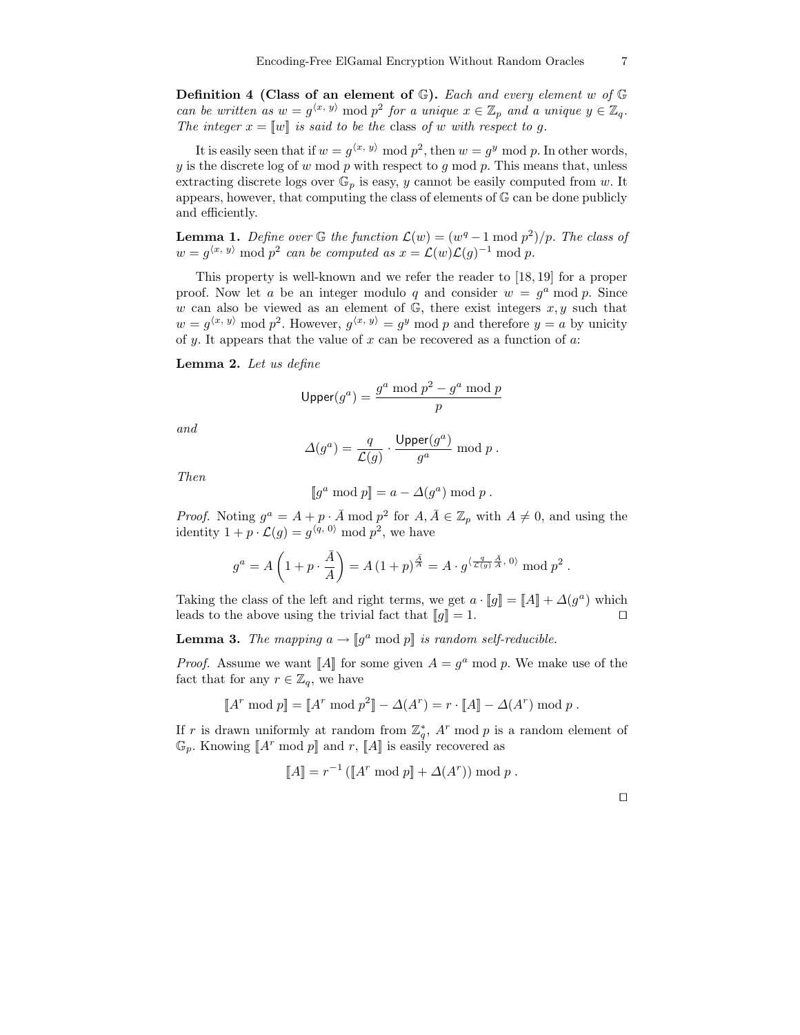**Definition 4 (Class of an element of $\mathbb{G}$).** *Each and every element $w$ of $\mathbb{G}$ can be written as $w = g^{\langle x,\, y\rangle} \bmod p^2$ for a unique $x \in \mathbb{Z}_p$ and a unique $y \in \mathbb{Z}_q$. The integer $x = [\![w]\!]$ is said to be the* class *of $w$ with respect to $g$.*

It is easily seen that if $w = g^{\langle x,\, y\rangle} \bmod p^2$, then $w = g^y \bmod p$. In other words, $y$ is the discrete log of $w \bmod p$ with respect to $g \bmod p$. This means that, unless extracting discrete logs over $\mathbb{G}_p$ is easy, $y$ cannot be easily computed from $w$. It appears, however, that computing the class of elements of $\mathbb{G}$ can be done publicly and efficiently.

**Lemma 1.** *Define over $\mathbb{G}$ the function $\mathcal{L}(w) = (w^q - 1 \bmod p^2)/p$. The class of $w = g^{\langle x,\, y\rangle} \bmod p^2$ can be computed as $x = \mathcal{L}(w)\mathcal{L}(g)^{-1} \bmod p$.*

This property is well-known and we refer the reader to [18, 19] for a proper proof. Now let $a$ be an integer modulo $q$ and consider $w = g^a \bmod p$. Since $w$ can also be viewed as an element of $\mathbb{G}$, there exist integers $x, y$ such that $w = g^{\langle x,\, y\rangle} \bmod p^2$. However, $g^{\langle x,\, y\rangle} = g^y \bmod p$ and therefore $y = a$ by unicity of $y$. It appears that the value of $x$ can be recovered as a function of $a$:

**Lemma 2.** *Let us define*

$$\mathsf{Upper}(g^a) = \frac{g^a \bmod p^2 - g^a \bmod p}{p}$$

*and*

$$\Delta(g^a) = \frac{q}{\mathcal{L}(g)} \cdot \frac{\mathsf{Upper}(g^a)}{g^a} \bmod p \,.$$

*Then*

$$[\![g^a \bmod p]\!] = a - \Delta(g^a) \bmod p \,.$$

*Proof.* Noting $g^a = A + p \cdot \bar{A} \bmod p^2$ for $A, \bar{A} \in \mathbb{Z}_p$ with $A \neq 0$, and using the identity $1 + p \cdot \mathcal{L}(g) = g^{\langle q,\, 0\rangle} \bmod p^2$, we have

$$g^a = A\left(1 + p \cdot \frac{\bar{A}}{A}\right) = A\,(1+p)^{\frac{\bar{A}}{A}} = A \cdot g^{\langle \frac{q}{\mathcal{L}(g)} \frac{\bar{A}}{A},\, 0\rangle} \bmod p^2 \,.$$

Taking the class of the left and right terms, we get $a \cdot [\![g]\!] = [\![A]\!] + \Delta(g^a)$ which leads to the above using the trivial fact that $[\![g]\!] = 1$. □

**Lemma 3.** *The mapping $a \to [\![g^a \bmod p]\!]$ is random self-reducible.*

*Proof.* Assume we want $[\![A]\!]$ for some given $A = g^a \bmod p$. We make use of the fact that for any $r \in \mathbb{Z}_q$, we have

$$[\![A^r \bmod p]\!] = [\![A^r \bmod p^2]\!] - \Delta(A^r) = r \cdot [\![A]\!] - \Delta(A^r) \bmod p \,.$$

If $r$ is drawn uniformly at random from $\mathbb{Z}_q^*$, $A^r \bmod p$ is a random element of $\mathbb{G}_p$. Knowing $[\![A^r \bmod p]\!]$ and $r$, $[\![A]\!]$ is easily recovered as

$$[\![A]\!] = r^{-1}\left([\![A^r \bmod p]\!] + \Delta(A^r)\right) \bmod p \,.$$

□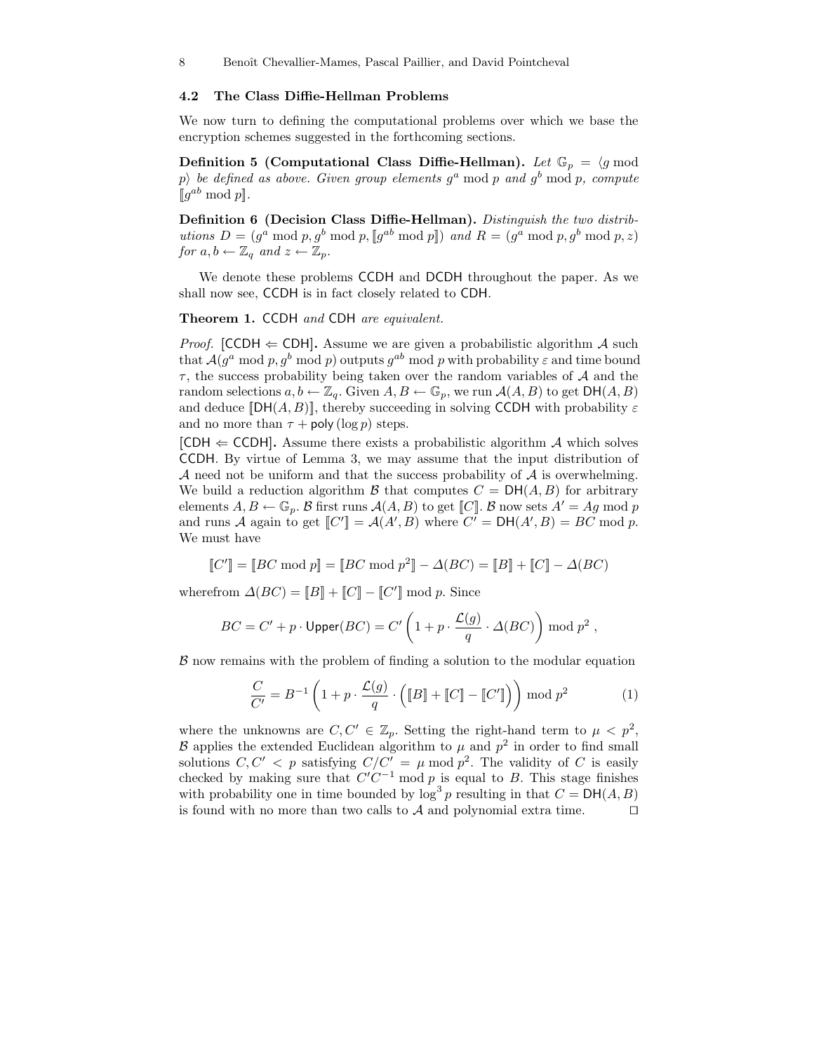### 4.2 The Class Diffie-Hellman Problems

We now turn to defining the computational problems over which we base the encryption schemes suggested in the forthcoming sections.

**Definition 5 (Computational Class Diffie-Hellman).** *Let $\mathbb{G}_p = \langle g \bmod p\rangle$ be defined as above. Given group elements $g^a \bmod p$ and $g^b \bmod p$, compute $[\![g^{ab} \bmod p]\!]$.*

**Definition 6 (Decision Class Diffie-Hellman).** *Distinguish the two distributions $D = (g^a \bmod p, g^b \bmod p, [\![g^{ab} \bmod p]\!])$ and $R = (g^a \bmod p, g^b \bmod p, z)$ for $a, b \leftarrow \mathbb{Z}_q$ and $z \leftarrow \mathbb{Z}_p$.*

We denote these problems $\mathsf{CCDH}$ and $\mathsf{DCDH}$ throughout the paper. As we shall now see, $\mathsf{CCDH}$ is in fact closely related to $\mathsf{CDH}$.

**Theorem 1.** $\mathsf{CCDH}$ *and* $\mathsf{CDH}$ *are equivalent.*

*Proof.* **[$\mathsf{CCDH} \Leftarrow \mathsf{CDH}$].** Assume we are given a probabilistic algorithm $\mathcal{A}$ such that $\mathcal{A}(g^a \bmod p, g^b \bmod p)$ outputs $g^{ab} \bmod p$ with probability $\varepsilon$ and time bound $\tau$, the success probability being taken over the random variables of $\mathcal{A}$ and the random selections $a, b \leftarrow \mathbb{Z}_q$. Given $A, B \leftarrow \mathbb{G}_p$, we run $\mathcal{A}(A, B)$ to get $\mathsf{DH}(A, B)$ and deduce $[\![\mathsf{DH}(A, B)]\!]$, thereby succeeding in solving $\mathsf{CCDH}$ with probability $\varepsilon$ and no more than $\tau + \mathsf{poly}(\log p)$ steps.

**[$\mathsf{CDH} \Leftarrow \mathsf{CCDH}$].** Assume there exists a probabilistic algorithm $\mathcal{A}$ which solves $\mathsf{CCDH}$. By virtue of Lemma 3, we may assume that the input distribution of $\mathcal{A}$ need not be uniform and that the success probability of $\mathcal{A}$ is overwhelming. We build a reduction algorithm $\mathcal{B}$ that computes $C = \mathsf{DH}(A, B)$ for arbitrary elements $A, B \leftarrow \mathbb{G}_p$. $\mathcal{B}$ first runs $\mathcal{A}(A, B)$ to get $[\![C]\!]$. $\mathcal{B}$ now sets $A' = Ag \bmod p$ and runs $\mathcal{A}$ again to get $[\![C']\!] = \mathcal{A}(A', B)$ where $C' = \mathsf{DH}(A', B) = BC \bmod p$. We must have

$$[\![C']\!] = [\![BC \bmod p]\!] = [\![BC \bmod p^2]\!] - \Delta(BC) = [\![B]\!] + [\![C]\!] - \Delta(BC)$$

wherefrom $\Delta(BC) = [\![B]\!] + [\![C]\!] - [\![C']\!] \bmod p$. Since

$$BC = C' + p \cdot \mathsf{Upper}(BC) = C' \left(1 + p \cdot \frac{\mathcal{L}(g)}{q} \cdot \Delta(BC)\right) \bmod p^2 ,$$

$\mathcal{B}$ now remains with the problem of finding a solution to the modular equation

$$\frac{C}{C'} = B^{-1} \left(1 + p \cdot \frac{\mathcal{L}(g)}{q} \cdot \left([\![B]\!] + [\![C]\!] - [\![C']\!]\right)\right) \bmod p^2 \qquad (1)$$

where the unknowns are $C, C' \in \mathbb{Z}_p$. Setting the right-hand term to $\mu < p^2$, $\mathcal{B}$ applies the extended Euclidean algorithm to $\mu$ and $p^2$ in order to find small solutions $C, C' < p$ satisfying $C/C' = \mu \bmod p^2$. The validity of $C$ is easily checked by making sure that $C'C^{-1} \bmod p$ is equal to $B$. This stage finishes with probability one in time bounded by $\log^3 p$ resulting in that $C = \mathsf{DH}(A, B)$ is found with no more than two calls to $\mathcal{A}$ and polynomial extra time. $\square$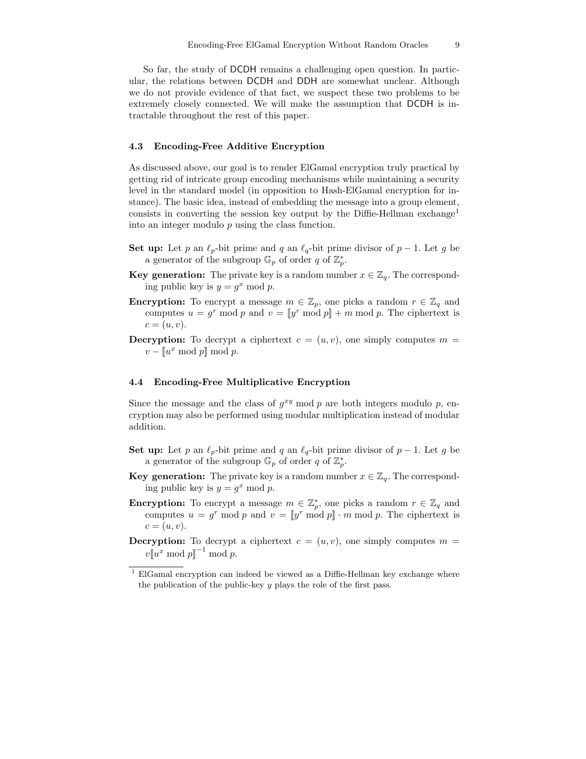So far, the study of DCDH remains a challenging open question. In particular, the relations between DCDH and DDH are somewhat unclear. Although we do not provide evidence of that fact, we suspect these two problems to be extremely closely connected. We will make the assumption that DCDH is intractable throughout the rest of this paper.

### 4.3 Encoding-Free Additive Encryption

As discussed above, our goal is to render ElGamal encryption truly practical by getting rid of intricate group encoding mechanisms while maintaining a security level in the standard model (in opposition to Hash-ElGamal encryption for instance). The basic idea, instead of embedding the message into a group element, consists in converting the session key output by the Diffie-Hellman exchange[1] into an integer modulo $p$ using the class function.

- **Set up:** Let $p$ an $\ell_p$-bit prime and $q$ an $\ell_q$-bit prime divisor of $p-1$. Let $g$ be a generator of the subgroup $\mathbb{G}_p$ of order $q$ of $\mathbb{Z}_p^*$.
- **Key generation:** The private key is a random number $x \in \mathbb{Z}_q$. The corresponding public key is $y = g^x \bmod p$.
- **Encryption:** To encrypt a message $m \in \mathbb{Z}_p$, one picks a random $r \in \mathbb{Z}_q$ and computes $u = g^r \bmod p$ and $v = [\![y^r \bmod p]\!] + m \bmod p$. The ciphertext is $c = (u, v)$.
- **Decryption:** To decrypt a ciphertext $c = (u, v)$, one simply computes $m = v - [\![u^x \bmod p]\!] \bmod p$.

### 4.4 Encoding-Free Multiplicative Encryption

Since the message and the class of $g^{xy} \bmod p$ are both integers modulo $p$, encryption may also be performed using modular multiplication instead of modular addition.

- **Set up:** Let $p$ an $\ell_p$-bit prime and $q$ an $\ell_q$-bit prime divisor of $p-1$. Let $g$ be a generator of the subgroup $\mathbb{G}_p$ of order $q$ of $\mathbb{Z}_p^*$.
- **Key generation:** The private key is a random number $x \in \mathbb{Z}_q$. The corresponding public key is $y = g^x \bmod p$.
- **Encryption:** To encrypt a message $m \in \mathbb{Z}_p^*$, one picks a random $r \in \mathbb{Z}_q$ and computes $u = g^r \bmod p$ and $v = [\![y^r \bmod p]\!] \cdot m \bmod p$. The ciphertext is $c = (u, v)$.
- **Decryption:** To decrypt a ciphertext $c = (u, v)$, one simply computes $m = v[\![u^x \bmod p]\!]^{-1} \bmod p$.

---

[1] ElGamal encryption can indeed be viewed as a Diffie-Hellman key exchange where the publication of the public-key $y$ plays the role of the first pass.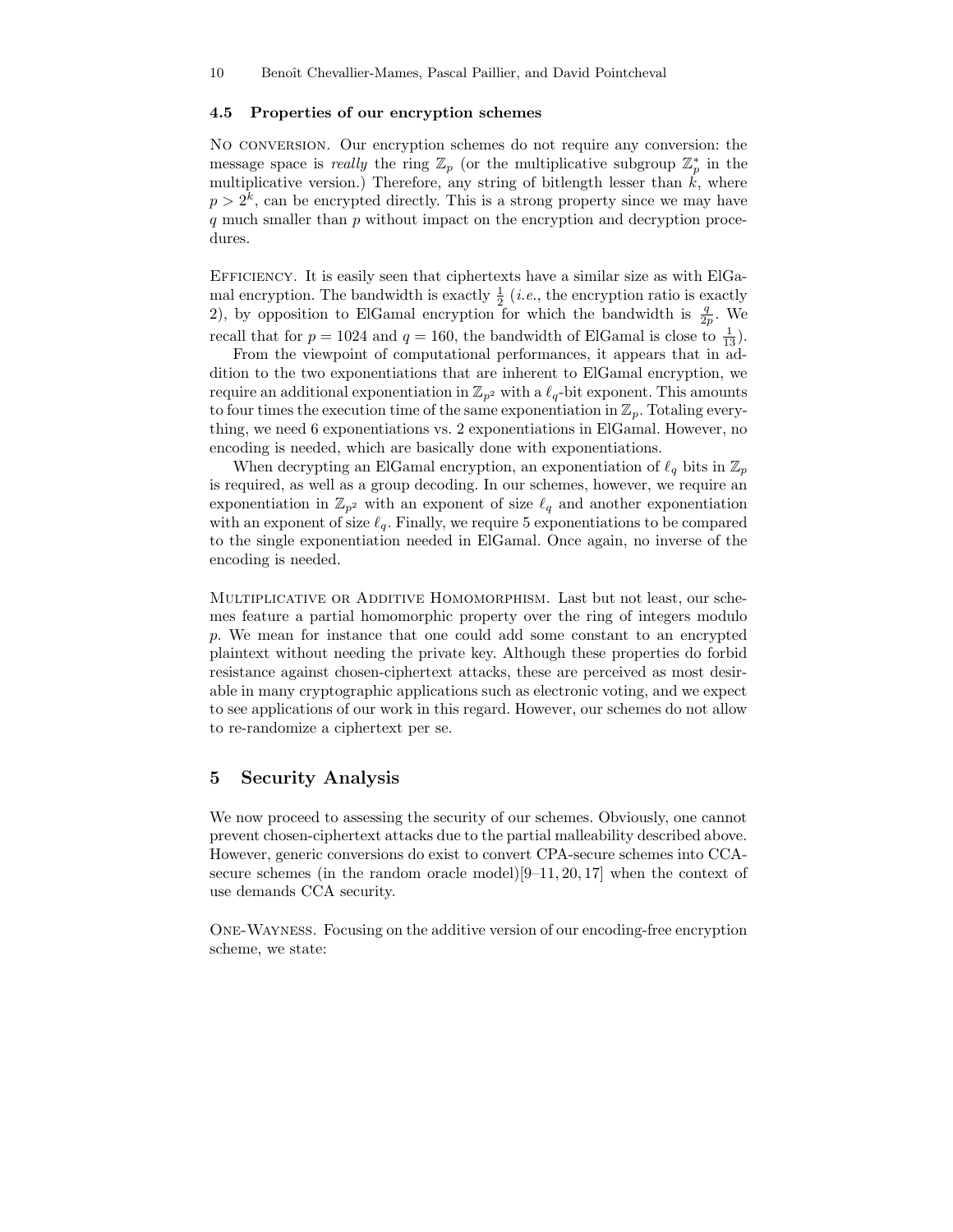### 4.5 Properties of our encryption schemes

No conversion. Our encryption schemes do not require any conversion: the message space is *really* the ring $\mathbb{Z}_p$ (or the multiplicative subgroup $\mathbb{Z}_p^*$ in the multiplicative version.) Therefore, any string of bitlength lesser than $k$, where $p > 2^k$, can be encrypted directly. This is a strong property since we may have $q$ much smaller than $p$ without impact on the encryption and decryption procedures.

Efficiency. It is easily seen that ciphertexts have a similar size as with ElGamal encryption. The bandwidth is exactly $\frac{1}{2}$ (*i.e.*, the encryption ratio is exactly 2), by opposition to ElGamal encryption for which the bandwidth is $\frac{q}{2p}$. We recall that for $p = 1024$ and $q = 160$, the bandwidth of ElGamal is close to $\frac{1}{13}$).

From the viewpoint of computational performances, it appears that in addition to the two exponentiations that are inherent to ElGamal encryption, we require an additional exponentiation in $\mathbb{Z}_{p^2}$ with a $\ell_q$-bit exponent. This amounts to four times the execution time of the same exponentiation in $\mathbb{Z}_p$. Totaling everything, we need 6 exponentiations vs. 2 exponentiations in ElGamal. However, no encoding is needed, which are basically done with exponentiations.

When decrypting an ElGamal encryption, an exponentiation of $\ell_q$ bits in $\mathbb{Z}_p$ is required, as well as a group decoding. In our schemes, however, we require an exponentiation in $\mathbb{Z}_{p^2}$ with an exponent of size $\ell_q$ and another exponentiation with an exponent of size $\ell_q$. Finally, we require 5 exponentiations to be compared to the single exponentiation needed in ElGamal. Once again, no inverse of the encoding is needed.

Multiplicative or Additive Homomorphism. Last but not least, our schemes feature a partial homomorphic property over the ring of integers modulo $p$. We mean for instance that one could add some constant to an encrypted plaintext without needing the private key. Although these properties do forbid resistance against chosen-ciphertext attacks, these are perceived as most desirable in many cryptographic applications such as electronic voting, and we expect to see applications of our work in this regard. However, our schemes do not allow to re-randomize a ciphertext per se.

## 5 Security Analysis

We now proceed to assessing the security of our schemes. Obviously, one cannot prevent chosen-ciphertext attacks due to the partial malleability described above. However, generic conversions do exist to convert CPA-secure schemes into CCA-secure schemes (in the random oracle model)[9–11, 20, 17] when the context of use demands CCA security.

One-Wayness. Focusing on the additive version of our encoding-free encryption scheme, we state: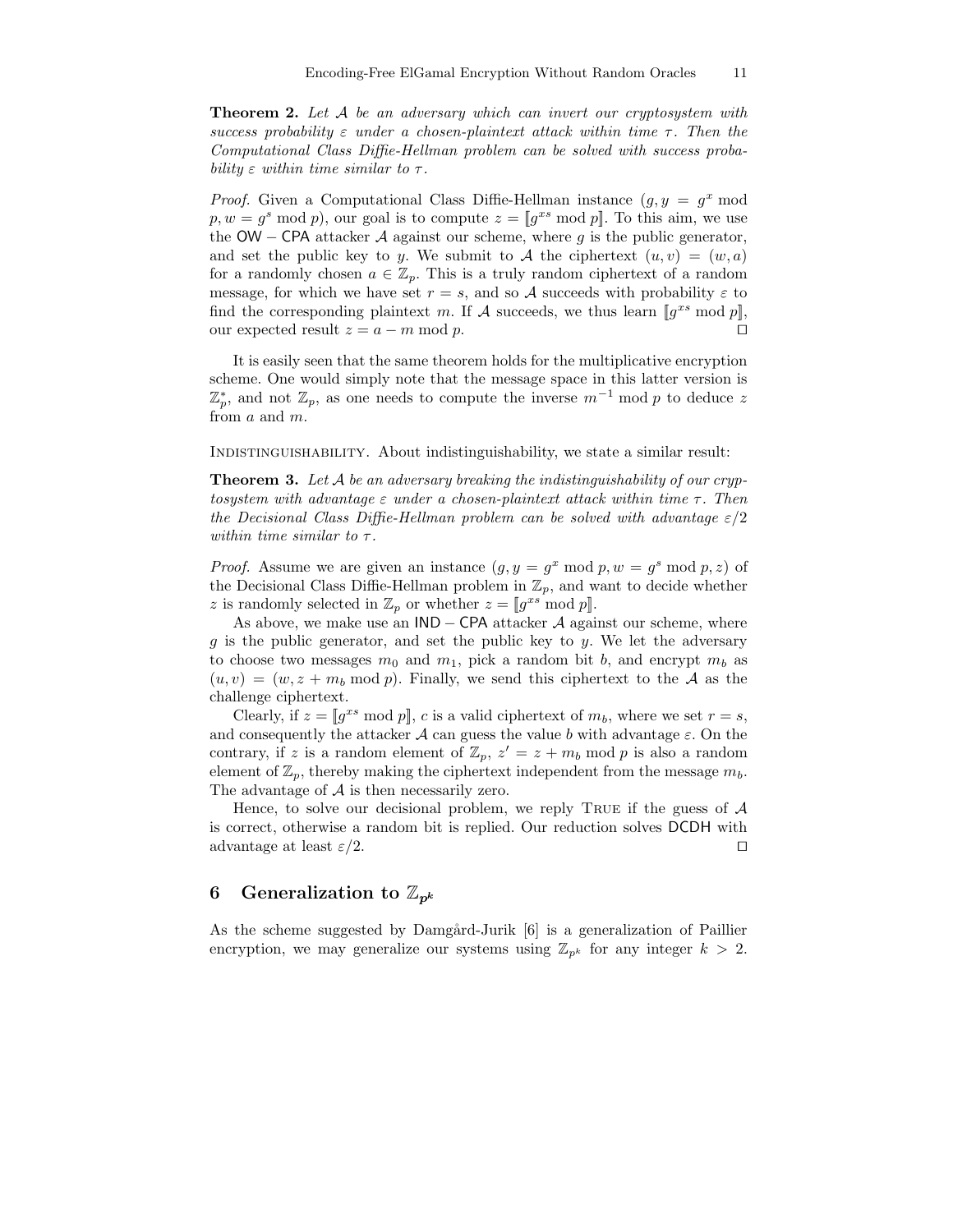**Theorem 2.** *Let $\mathcal{A}$ be an adversary which can invert our cryptosystem with success probability $\varepsilon$ under a chosen-plaintext attack within time $\tau$. Then the Computational Class Diffie-Hellman problem can be solved with success probability $\varepsilon$ within time similar to $\tau$.*

*Proof.* Given a Computational Class Diffie-Hellman instance $(g, y = g^x \bmod p, w = g^s \bmod p)$, our goal is to compute $z = [\![g^{xs} \bmod p]\!]$. To this aim, we use the $\mathsf{OW}-\mathsf{CPA}$ attacker $\mathcal{A}$ against our scheme, where $g$ is the public generator, and set the public key to $y$. We submit to $\mathcal{A}$ the ciphertext $(u, v) = (w, a)$ for a randomly chosen $a \in \mathbb{Z}_p$. This is a truly random ciphertext of a random message, for which we have set $r = s$, and so $\mathcal{A}$ succeeds with probability $\varepsilon$ to find the corresponding plaintext $m$. If $\mathcal{A}$ succeeds, we thus learn $[\![g^{xs} \bmod p]\!]$, our expected result $z = a - m \bmod p$. □

It is easily seen that the same theorem holds for the multiplicative encryption scheme. One would simply note that the message space in this latter version is $\mathbb{Z}_p^*$, and not $\mathbb{Z}_p$, as one needs to compute the inverse $m^{-1} \bmod p$ to deduce $z$ from $a$ and $m$.

Indistinguishability. About indistinguishability, we state a similar result:

**Theorem 3.** *Let $\mathcal{A}$ be an adversary breaking the indistinguishability of our cryptosystem with advantage $\varepsilon$ under a chosen-plaintext attack within time $\tau$. Then the Decisional Class Diffie-Hellman problem can be solved with advantage $\varepsilon/2$ within time similar to $\tau$.*

*Proof.* Assume we are given an instance $(g, y = g^x \bmod p, w = g^s \bmod p, z)$ of the Decisional Class Diffie-Hellman problem in $\mathbb{Z}_p$, and want to decide whether $z$ is randomly selected in $\mathbb{Z}_p$ or whether $z = [\![g^{xs} \bmod p]\!]$.

As above, we make use an $\mathsf{IND}-\mathsf{CPA}$ attacker $\mathcal{A}$ against our scheme, where $g$ is the public generator, and set the public key to $y$. We let the adversary to choose two messages $m_0$ and $m_1$, pick a random bit $b$, and encrypt $m_b$ as $(u, v) = (w, z + m_b \bmod p)$. Finally, we send this ciphertext to the $\mathcal{A}$ as the challenge ciphertext.

Clearly, if $z = [\![g^{xs} \bmod p]\!]$, $c$ is a valid ciphertext of $m_b$, where we set $r = s$, and consequently the attacker $\mathcal{A}$ can guess the value $b$ with advantage $\varepsilon$. On the contrary, if $z$ is a random element of $\mathbb{Z}_p$, $z' = z + m_b \bmod p$ is also a random element of $\mathbb{Z}_p$, thereby making the ciphertext independent from the message $m_b$. The advantage of $\mathcal{A}$ is then necessarily zero.

Hence, to solve our decisional problem, we reply True if the guess of $\mathcal{A}$ is correct, otherwise a random bit is replied. Our reduction solves $\mathsf{DCDH}$ with advantage at least $\varepsilon/2$. □

## 6 Generalization to $\mathbb{Z}_{p^k}$

As the scheme suggested by Damgård-Jurik [6] is a generalization of Paillier encryption, we may generalize our systems using $\mathbb{Z}_{p^k}$ for any integer $k > 2$.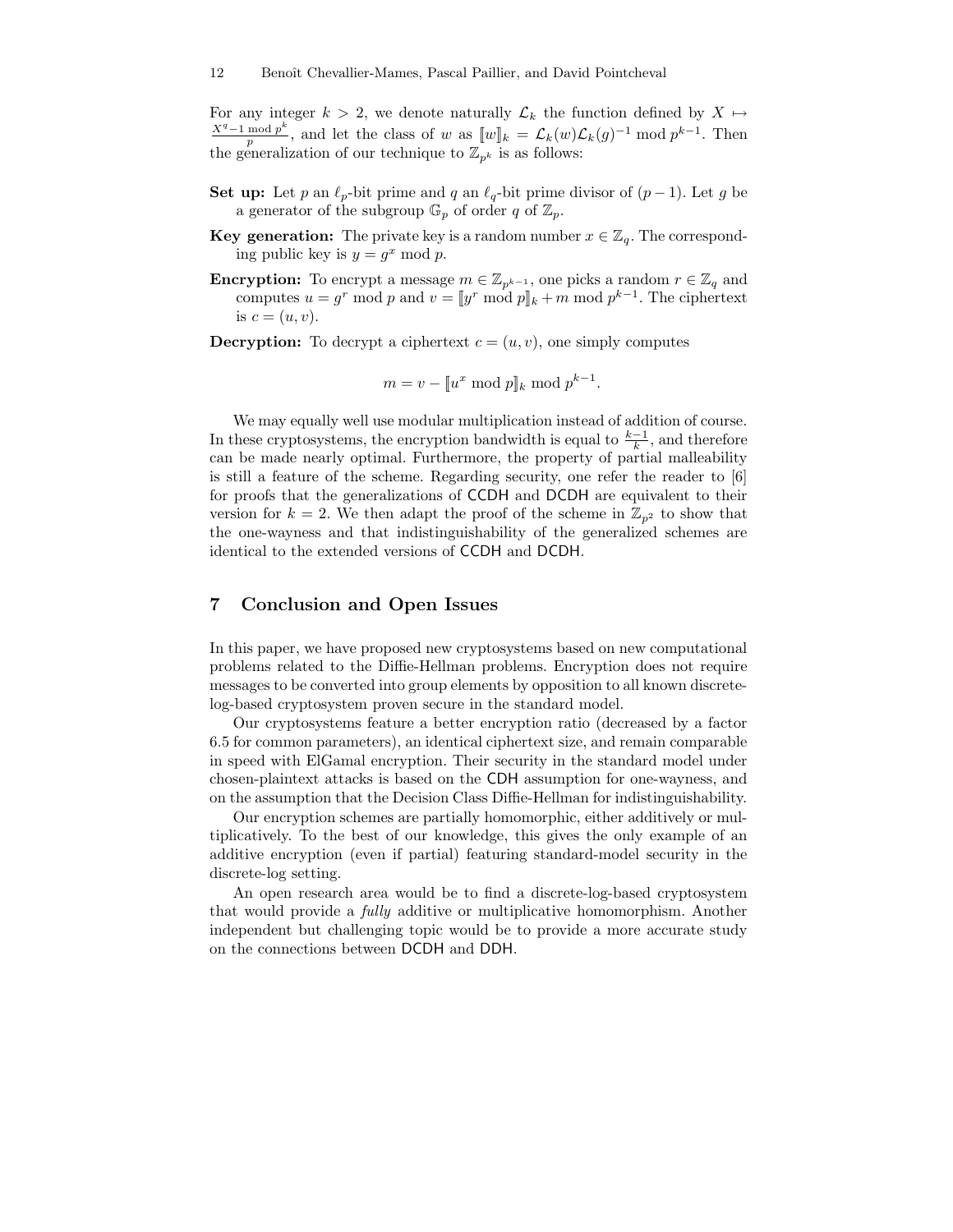For any integer $k > 2$, we denote naturally $\mathcal{L}_k$ the function defined by $X \mapsto \frac{X^{q}-1 \bmod p^k}{p}$, and let the class of $w$ as $[\![w]\!]_k = \mathcal{L}_k(w)\mathcal{L}_k(g)^{-1} \bmod p^{k-1}$. Then the generalization of our technique to $\mathbb{Z}_{p^k}$ is as follows:

- **Set up:** Let $p$ an $\ell_p$-bit prime and $q$ an $\ell_q$-bit prime divisor of $(p-1)$. Let $g$ be a generator of the subgroup $\mathbb{G}_p$ of order $q$ of $\mathbb{Z}_p$.
- **Key generation:** The private key is a random number $x \in \mathbb{Z}_q$. The corresponding public key is $y = g^x \bmod p$.
- **Encryption:** To encrypt a message $m \in \mathbb{Z}_{p^{k-1}}$, one picks a random $r \in \mathbb{Z}_q$ and computes $u = g^r \bmod p$ and $v = [\![y^r \bmod p]\!]_k + m \bmod p^{k-1}$. The ciphertext is $c = (u, v)$.
- **Decryption:** To decrypt a ciphertext $c = (u, v)$, one simply computes

$$m = v - [\![u^x \bmod p]\!]_k \bmod p^{k-1}.$$

We may equally well use modular multiplication instead of addition of course. In these cryptosystems, the encryption bandwidth is equal to $\frac{k-1}{k}$, and therefore can be made nearly optimal. Furthermore, the property of partial malleability is still a feature of the scheme. Regarding security, one refer the reader to [6] for proofs that the generalizations of CCDH and DCDH are equivalent to their version for $k = 2$. We then adapt the proof of the scheme in $\mathbb{Z}_{p^2}$ to show that the one-wayness and that indistinguishability of the generalized schemes are identical to the extended versions of CCDH and DCDH.

## 7 Conclusion and Open Issues

In this paper, we have proposed new cryptosystems based on new computational problems related to the Diffie-Hellman problems. Encryption does not require messages to be converted into group elements by opposition to all known discrete-log-based cryptosystem proven secure in the standard model.

Our cryptosystems feature a better encryption ratio (decreased by a factor 6.5 for common parameters), an identical ciphertext size, and remain comparable in speed with ElGamal encryption. Their security in the standard model under chosen-plaintext attacks is based on the CDH assumption for one-wayness, and on the assumption that the Decision Class Diffie-Hellman for indistinguishability.

Our encryption schemes are partially homomorphic, either additively or multiplicatively. To the best of our knowledge, this gives the only example of an additive encryption (even if partial) featuring standard-model security in the discrete-log setting.

An open research area would be to find a discrete-log-based cryptosystem that would provide a *fully* additive or multiplicative homomorphism. Another independent but challenging topic would be to provide a more accurate study on the connections between DCDH and DDH.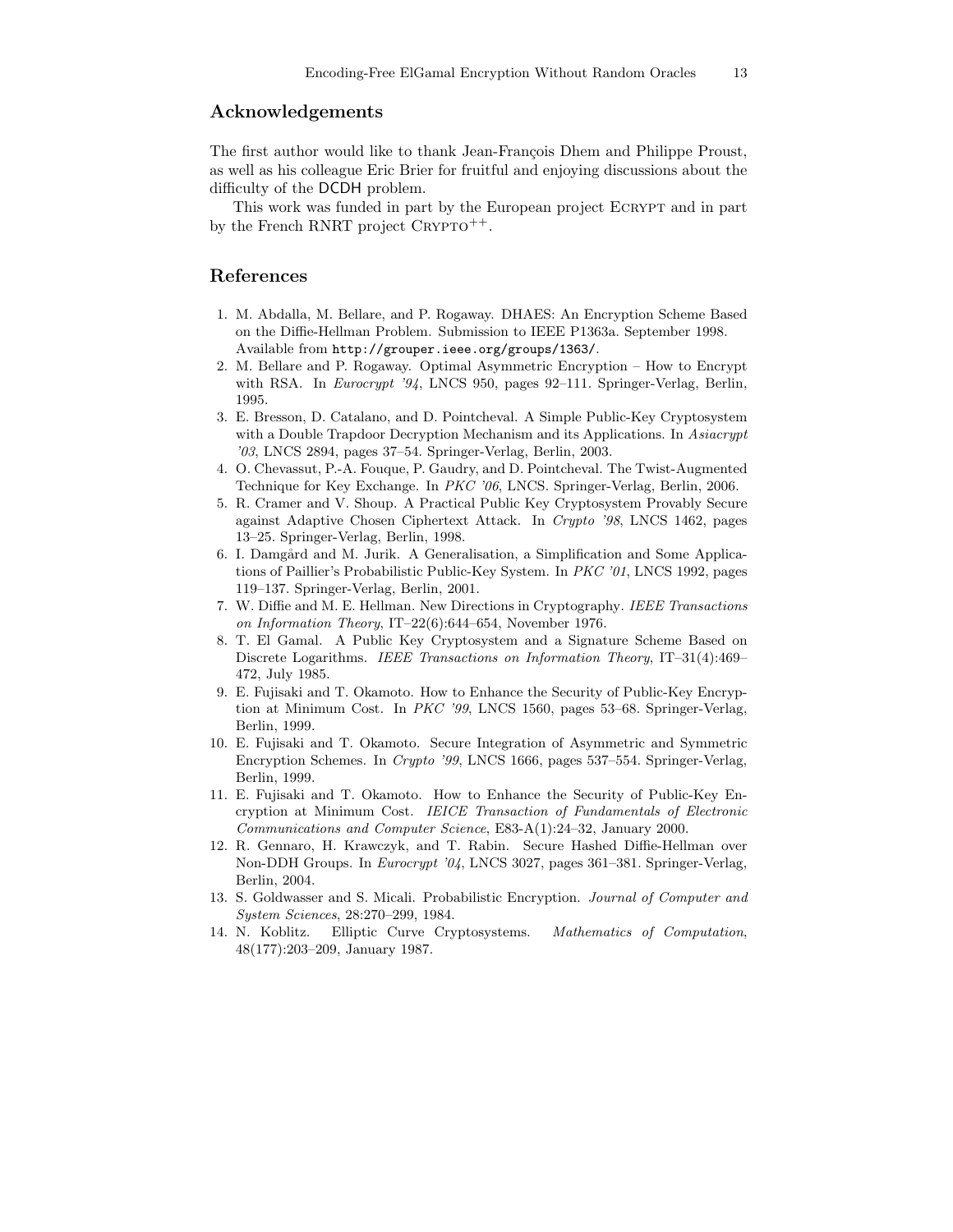## Acknowledgements

The first author would like to thank Jean-François Dhem and Philippe Proust, as well as his colleague Eric Brier for fruitful and enjoying discussions about the difficulty of the DCDH problem.

This work was funded in part by the European project Ecrypt and in part by the French RNRT project Crypto$^{++}$.

## References

1. M. Abdalla, M. Bellare, and P. Rogaway. DHAES: An Encryption Scheme Based on the Diffie-Hellman Problem. Submission to IEEE P1363a. September 1998. Available from `http://grouper.ieee.org/groups/1363/`.
2. M. Bellare and P. Rogaway. Optimal Asymmetric Encryption – How to Encrypt with RSA. In *Eurocrypt '94*, LNCS 950, pages 92–111. Springer-Verlag, Berlin, 1995.
3. E. Bresson, D. Catalano, and D. Pointcheval. A Simple Public-Key Cryptosystem with a Double Trapdoor Decryption Mechanism and its Applications. In *Asiacrypt '03*, LNCS 2894, pages 37–54. Springer-Verlag, Berlin, 2003.
4. O. Chevassut, P.-A. Fouque, P. Gaudry, and D. Pointcheval. The Twist-Augmented Technique for Key Exchange. In *PKC '06*, LNCS. Springer-Verlag, Berlin, 2006.
5. R. Cramer and V. Shoup. A Practical Public Key Cryptosystem Provably Secure against Adaptive Chosen Ciphertext Attack. In *Crypto '98*, LNCS 1462, pages 13–25. Springer-Verlag, Berlin, 1998.
6. I. Damgård and M. Jurik. A Generalisation, a Simplification and Some Applications of Paillier's Probabilistic Public-Key System. In *PKC '01*, LNCS 1992, pages 119–137. Springer-Verlag, Berlin, 2001.
7. W. Diffie and M. E. Hellman. New Directions in Cryptography. *IEEE Transactions on Information Theory*, IT–22(6):644–654, November 1976.
8. T. El Gamal. A Public Key Cryptosystem and a Signature Scheme Based on Discrete Logarithms. *IEEE Transactions on Information Theory*, IT–31(4):469–472, July 1985.
9. E. Fujisaki and T. Okamoto. How to Enhance the Security of Public-Key Encryption at Minimum Cost. In *PKC '99*, LNCS 1560, pages 53–68. Springer-Verlag, Berlin, 1999.
10. E. Fujisaki and T. Okamoto. Secure Integration of Asymmetric and Symmetric Encryption Schemes. In *Crypto '99*, LNCS 1666, pages 537–554. Springer-Verlag, Berlin, 1999.
11. E. Fujisaki and T. Okamoto. How to Enhance the Security of Public-Key Encryption at Minimum Cost. *IEICE Transaction of Fundamentals of Electronic Communications and Computer Science*, E83-A(1):24–32, January 2000.
12. R. Gennaro, H. Krawczyk, and T. Rabin. Secure Hashed Diffie-Hellman over Non-DDH Groups. In *Eurocrypt '04*, LNCS 3027, pages 361–381. Springer-Verlag, Berlin, 2004.
13. S. Goldwasser and S. Micali. Probabilistic Encryption. *Journal of Computer and System Sciences*, 28:270–299, 1984.
14. N. Koblitz. Elliptic Curve Cryptosystems. *Mathematics of Computation*, 48(177):203–209, January 1987.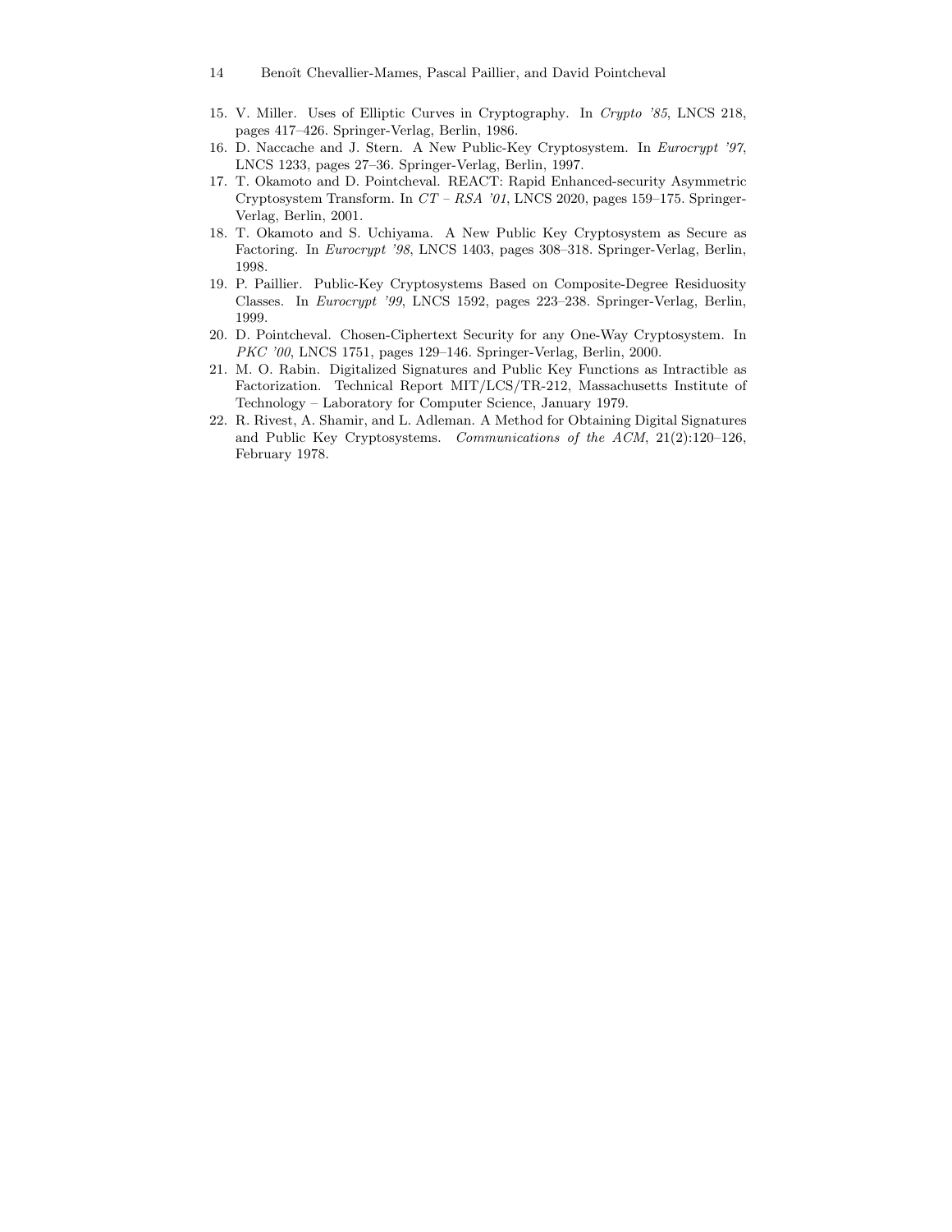15. V. Miller. Uses of Elliptic Curves in Cryptography. In *Crypto '85*, LNCS 218, pages 417–426. Springer-Verlag, Berlin, 1986.
16. D. Naccache and J. Stern. A New Public-Key Cryptosystem. In *Eurocrypt '97*, LNCS 1233, pages 27–36. Springer-Verlag, Berlin, 1997.
17. T. Okamoto and D. Pointcheval. REACT: Rapid Enhanced-security Asymmetric Cryptosystem Transform. In *CT – RSA '01*, LNCS 2020, pages 159–175. Springer-Verlag, Berlin, 2001.
18. T. Okamoto and S. Uchiyama. A New Public Key Cryptosystem as Secure as Factoring. In *Eurocrypt '98*, LNCS 1403, pages 308–318. Springer-Verlag, Berlin, 1998.
19. P. Paillier. Public-Key Cryptosystems Based on Composite-Degree Residuosity Classes. In *Eurocrypt '99*, LNCS 1592, pages 223–238. Springer-Verlag, Berlin, 1999.
20. D. Pointcheval. Chosen-Ciphertext Security for any One-Way Cryptosystem. In *PKC '00*, LNCS 1751, pages 129–146. Springer-Verlag, Berlin, 2000.
21. M. O. Rabin. Digitalized Signatures and Public Key Functions as Intractible as Factorization. Technical Report MIT/LCS/TR-212, Massachusetts Institute of Technology – Laboratory for Computer Science, January 1979.
22. R. Rivest, A. Shamir, and L. Adleman. A Method for Obtaining Digital Signatures and Public Key Cryptosystems. *Communications of the ACM*, 21(2):120–126, February 1978.